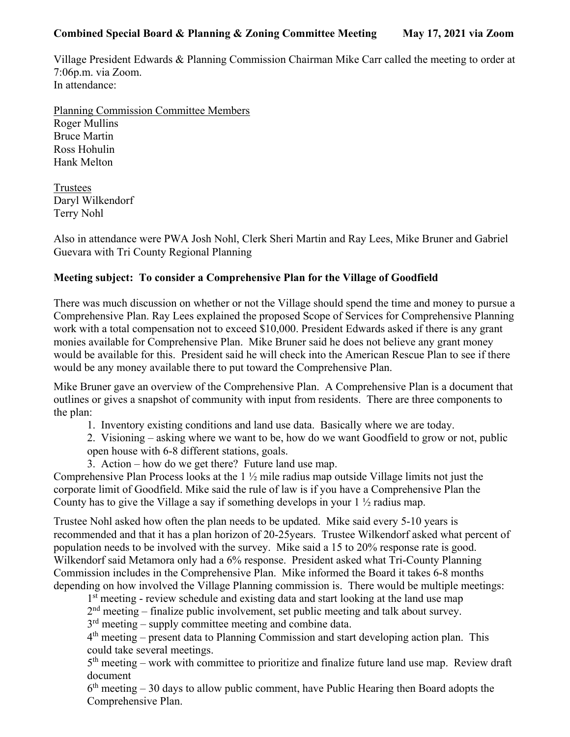**Combined Special Board & Planning & Zoning Committee Meeting May 17, 2021 via Zoom**

Village President Edwards & Planning Commission Chairman Mike Carr called the meeting to order at 7:06p.m. via Zoom.
In attendance:

Planning Commission Committee Members
Roger Mullins
Bruce Martin
Ross Hohulin
Hank Melton

Trustees
Daryl Wilkendorf
Terry Nohl

Also in attendance were PWA Josh Nohl, Clerk Sheri Martin and Ray Lees, Mike Bruner and Gabriel Guevara with Tri County Regional Planning

**Meeting subject: To consider a Comprehensive Plan for the Village of Goodfield**

There was much discussion on whether or not the Village should spend the time and money to pursue a Comprehensive Plan. Ray Lees explained the proposed Scope of Services for Comprehensive Planning work with a total compensation not to exceed $10,000. President Edwards asked if there is any grant monies available for Comprehensive Plan. Mike Bruner said he does not believe any grant money would be available for this. President said he will check into the American Rescue Plan to see if there would be any money available there to put toward the Comprehensive Plan.

Mike Bruner gave an overview of the Comprehensive Plan. A Comprehensive Plan is a document that outlines or gives a snapshot of community with input from residents. There are three components to the plan:

1. Inventory existing conditions and land use data. Basically where we are today.
2. Visioning – asking where we want to be, how do we want Goodfield to grow or not, public open house with 6-8 different stations, goals.
3. Action – how do we get there? Future land use map.

Comprehensive Plan Process looks at the 1 ½ mile radius map outside Village limits not just the corporate limit of Goodfield. Mike said the rule of law is if you have a Comprehensive Plan the County has to give the Village a say if something develops in your 1 ½ radius map.

Trustee Nohl asked how often the plan needs to be updated. Mike said every 5-10 years is recommended and that it has a plan horizon of 20-25years. Trustee Wilkendorf asked what percent of population needs to be involved with the survey. Mike said a 15 to 20% response rate is good. Wilkendorf said Metamora only had a 6% response. President asked what Tri-County Planning Commission includes in the Comprehensive Plan. Mike informed the Board it takes 6-8 months depending on how involved the Village Planning commission is. There would be multiple meetings:

1st meeting - review schedule and existing data and start looking at the land use map
2nd meeting – finalize public involvement, set public meeting and talk about survey.
3rd meeting – supply committee meeting and combine data.
4th meeting – present data to Planning Commission and start developing action plan. This could take several meetings.
5th meeting – work with committee to prioritize and finalize future land use map. Review draft document
6th meeting – 30 days to allow public comment, have Public Hearing then Board adopts the Comprehensive Plan.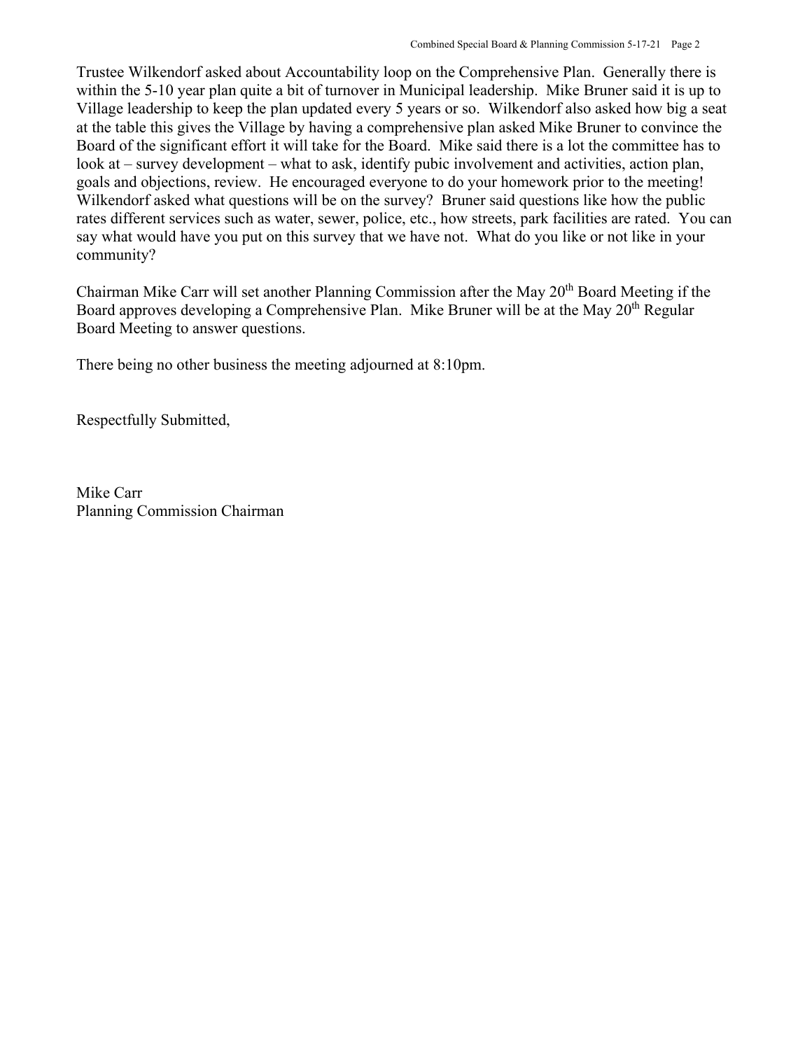Trustee Wilkendorf asked about Accountability loop on the Comprehensive Plan. Generally there is within the 5-10 year plan quite a bit of turnover in Municipal leadership. Mike Bruner said it is up to Village leadership to keep the plan updated every 5 years or so. Wilkendorf also asked how big a seat at the table this gives the Village by having a comprehensive plan asked Mike Bruner to convince the Board of the significant effort it will take for the Board. Mike said there is a lot the committee has to look at – survey development – what to ask, identify pubic involvement and activities, action plan, goals and objections, review. He encouraged everyone to do your homework prior to the meeting! Wilkendorf asked what questions will be on the survey? Bruner said questions like how the public rates different services such as water, sewer, police, etc., how streets, park facilities are rated. You can say what would have you put on this survey that we have not. What do you like or not like in your community?

Chairman Mike Carr will set another Planning Commission after the May 20th Board Meeting if the Board approves developing a Comprehensive Plan. Mike Bruner will be at the May 20th Regular Board Meeting to answer questions.

There being no other business the meeting adjourned at 8:10pm.

Respectfully Submitted,

Mike Carr
Planning Commission Chairman